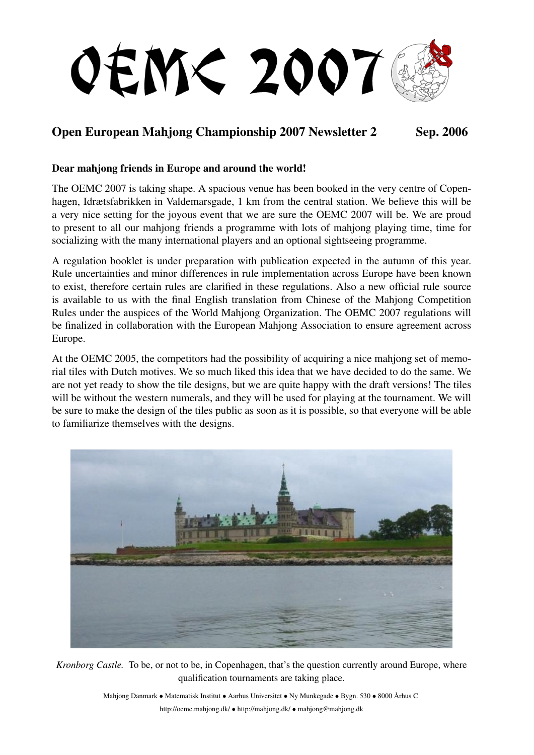# OEMC 2007

## Open European Mahjong Championship 2007 Newsletter 2 Sep. 2006

**Dear mahjong friends in Europe and around the world!**

The OEMC 2007 is taking shape. A spacious venue has been booked in the very centre of Copenhagen, Idrætsfabrikken in Valdemarsgade, 1 km from the central station. We believe this will be a very nice setting for the joyous event that we are sure the OEMC 2007 will be. We are proud to present to all our mahjong friends a programme with lots of mahjong playing time, time for socializing with the many international players and an optional sightseeing programme.

A regulation booklet is under preparation with publication expected in the autumn of this year. Rule uncertainties and minor differences in rule implementation across Europe have been known to exist, therefore certain rules are clarified in these regulations. Also a new official rule source is available to us with the final English translation from Chinese of the Mahjong Competition Rules under the auspices of the World Mahjong Organization. The OEMC 2007 regulations will be finalized in collaboration with the European Mahjong Association to ensure agreement across Europe.

At the OEMC 2005, the competitors had the possibility of acquiring a nice mahjong set of memorial tiles with Dutch motives. We so much liked this idea that we have decided to do the same. We are not yet ready to show the tile designs, but we are quite happy with the draft versions! The tiles will be without the western numerals, and they will be used for playing at the tournament. We will be sure to make the design of the tiles public as soon as it is possible, so that everyone will be able to familiarize themselves with the designs.

*Kronborg Castle.* To be, or not to be, in Copenhagen, that's the question currently around Europe, where qualification tournaments are taking place.

Mahjong Danmark • Matematisk Institut • Aarhus Universitet • Ny Munkegade • Bygn. 530 • 8000 Århus C
http://oemc.mahjong.dk/ • http://mahjong.dk/ • mahjong@mahjong.dk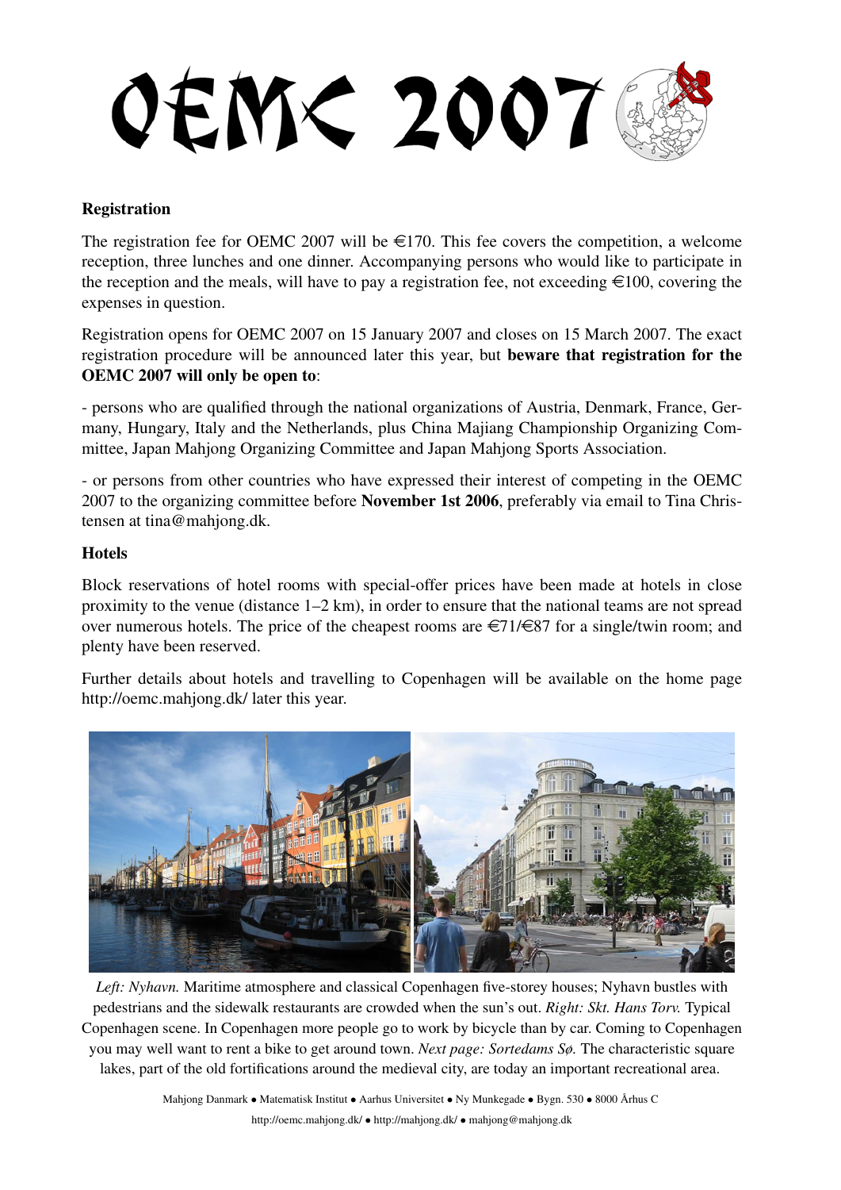# OEMC 2007

## Registration

The registration fee for OEMC 2007 will be €170. This fee covers the competition, a welcome reception, three lunches and one dinner. Accompanying persons who would like to participate in the reception and the meals, will have to pay a registration fee, not exceeding €100, covering the expenses in question.

Registration opens for OEMC 2007 on 15 January 2007 and closes on 15 March 2007. The exact registration procedure will be announced later this year, but **beware that registration for the OEMC 2007 will only be open to**:

- persons who are qualified through the national organizations of Austria, Denmark, France, Germany, Hungary, Italy and the Netherlands, plus China Majiang Championship Organizing Committee, Japan Mahjong Organizing Committee and Japan Mahjong Sports Association.

- or persons from other countries who have expressed their interest of competing in the OEMC 2007 to the organizing committee before **November 1st 2006**, preferably via email to Tina Christensen at tina@mahjong.dk.

## Hotels

Block reservations of hotel rooms with special-offer prices have been made at hotels in close proximity to the venue (distance 1–2 km), in order to ensure that the national teams are not spread over numerous hotels. The price of the cheapest rooms are €71/€87 for a single/twin room; and plenty have been reserved.

Further details about hotels and travelling to Copenhagen will be available on the home page http://oemc.mahjong.dk/ later this year.

*Left: Nyhavn.* Maritime atmosphere and classical Copenhagen five-storey houses; Nyhavn bustles with pedestrians and the sidewalk restaurants are crowded when the sun's out. *Right: Skt. Hans Torv.* Typical Copenhagen scene. In Copenhagen more people go to work by bicycle than by car. Coming to Copenhagen you may well want to rent a bike to get around town. *Next page: Sortedams Sø.* The characteristic square lakes, part of the old fortifications around the medieval city, are today an important recreational area.

Mahjong Danmark • Matematisk Institut • Aarhus Universitet • Ny Munkegade • Bygn. 530 • 8000 Århus C
http://oemc.mahjong.dk/ • http://mahjong.dk/ • mahjong@mahjong.dk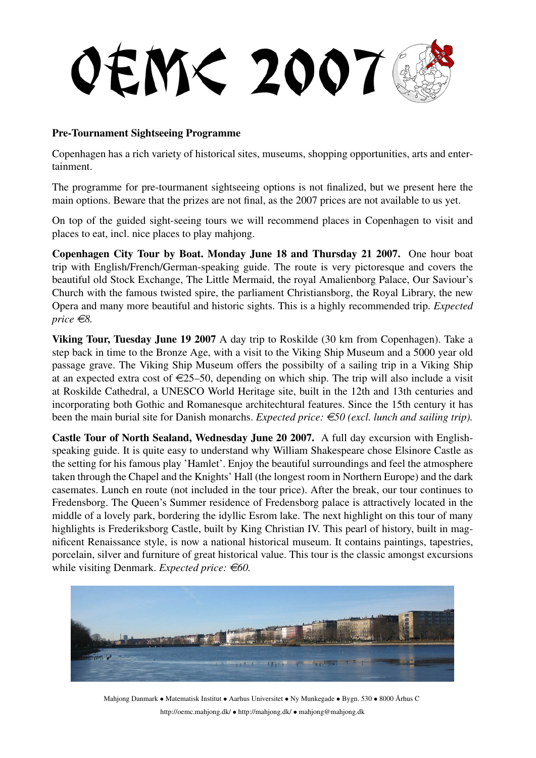# OEMC 2007

**Pre-Tournament Sightseeing Programme**

Copenhagen has a rich variety of historical sites, museums, shopping opportunities, arts and entertainment.

The programme for pre-tourmanent sightseeing options is not finalized, but we present here the main options. Beware that the prizes are not final, as the 2007 prices are not available to us yet.

On top of the guided sight-seeing tours we will recommend places in Copenhagen to visit and places to eat, incl. nice places to play mahjong.

**Copenhagen City Tour by Boat. Monday June 18 and Thursday 21 2007.** One hour boat trip with English/French/German-speaking guide. The route is very pictoresque and covers the beautiful old Stock Exchange, The Little Mermaid, the royal Amalienborg Palace, Our Saviour's Church with the famous twisted spire, the parliament Christiansborg, the Royal Library, the new Opera and many more beautiful and historic sights. This is a highly recommended trip. *Expected price €8.*

**Viking Tour, Tuesday June 19 2007** A day trip to Roskilde (30 km from Copenhagen). Take a step back in time to the Bronze Age, with a visit to the Viking Ship Museum and a 5000 year old passage grave. The Viking Ship Museum offers the possibilty of a sailing trip in a Viking Ship at an expected extra cost of €25–50, depending on which ship. The trip will also include a visit at Roskilde Cathedral, a UNESCO World Heritage site, built in the 12th and 13th centuries and incorporating both Gothic and Romanesque architechtural features. Since the 15th century it has been the main burial site for Danish monarchs. *Expected price: €50 (excl. lunch and sailing trip).*

**Castle Tour of North Sealand, Wednesday June 20 2007.** A full day excursion with English-speaking guide. It is quite easy to understand why William Shakespeare chose Elsinore Castle as the setting for his famous play 'Hamlet'. Enjoy the beautiful surroundings and feel the atmosphere taken through the Chapel and the Knights' Hall (the longest room in Northern Europe) and the dark casemates. Lunch en route (not included in the tour price). After the break, our tour continues to Fredensborg. The Queen's Summer residence of Fredensborg palace is attractively located in the middle of a lovely park, bordering the idyllic Esrom lake. The next highlight on this tour of many highlights is Frederiksborg Castle, built by King Christian IV. This pearl of history, built in magnificent Renaissance style, is now a national historical museum. It contains paintings, tapestries, porcelain, silver and furniture of great historical value. This tour is the classic amongst excursions while visiting Denmark. *Expected price: €60.*

Mahjong Danmark • Matematisk Institut • Aarhus Universitet • Ny Munkegade • Bygn. 530 • 8000 Århus C

http://oemc.mahjong.dk/ • http://mahjong.dk/ • mahjong@mahjong.dk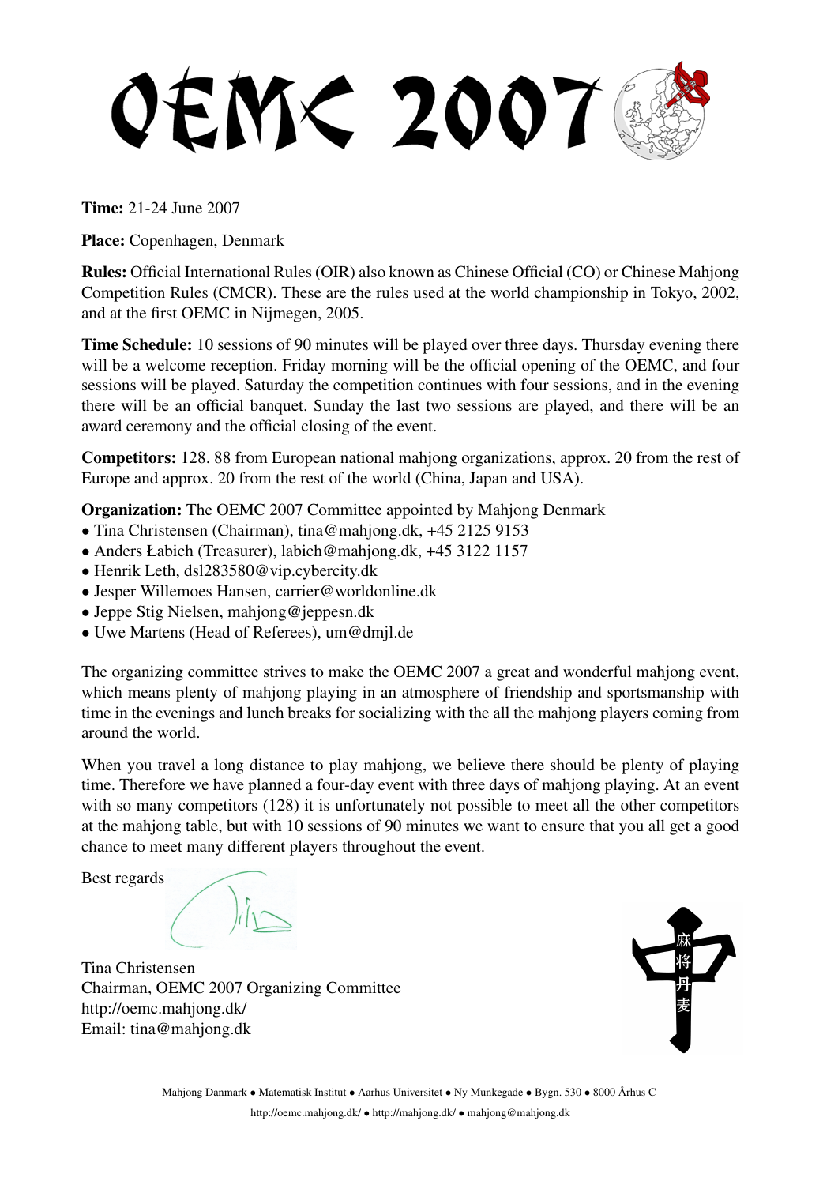# OEMC 2007

**Time:** 21-24 June 2007

**Place:** Copenhagen, Denmark

**Rules:** Official International Rules (OIR) also known as Chinese Official (CO) or Chinese Mahjong Competition Rules (CMCR). These are the rules used at the world championship in Tokyo, 2002, and at the first OEMC in Nijmegen, 2005.

**Time Schedule:** 10 sessions of 90 minutes will be played over three days. Thursday evening there will be a welcome reception. Friday morning will be the official opening of the OEMC, and four sessions will be played. Saturday the competition continues with four sessions, and in the evening there will be an official banquet. Sunday the last two sessions are played, and there will be an award ceremony and the official closing of the event.

**Competitors:** 128. 88 from European national mahjong organizations, approx. 20 from the rest of Europe and approx. 20 from the rest of the world (China, Japan and USA).

**Organization:** The OEMC 2007 Committee appointed by Mahjong Denmark

- Tina Christensen (Chairman), tina@mahjong.dk, +45 2125 9153
- Anders Łabich (Treasurer), labich@mahjong.dk, +45 3122 1157
- Henrik Leth, dsl283580@vip.cybercity.dk
- Jesper Willemoes Hansen, carrier@worldonline.dk
- Jeppe Stig Nielsen, mahjong@jeppesn.dk
- Uwe Martens (Head of Referees), um@dmjl.de

The organizing committee strives to make the OEMC 2007 a great and wonderful mahjong event, which means plenty of mahjong playing in an atmosphere of friendship and sportsmanship with time in the evenings and lunch breaks for socializing with the all the mahjong players coming from around the world.

When you travel a long distance to play mahjong, we believe there should be plenty of playing time. Therefore we have planned a four-day event with three days of mahjong playing. At an event with so many competitors (128) it is unfortunately not possible to meet all the other competitors at the mahjong table, but with 10 sessions of 90 minutes we want to ensure that you all get a good chance to meet many different players throughout the event.

Best regards

Tina Christensen
Chairman, OEMC 2007 Organizing Committee
http://oemc.mahjong.dk/
Email: tina@mahjong.dk

麻将丹麦

Mahjong Danmark • Matematisk Institut • Aarhus Universitet • Ny Munkegade • Bygn. 530 • 8000 Århus C
http://oemc.mahjong.dk/ • http://mahjong.dk/ • mahjong@mahjong.dk